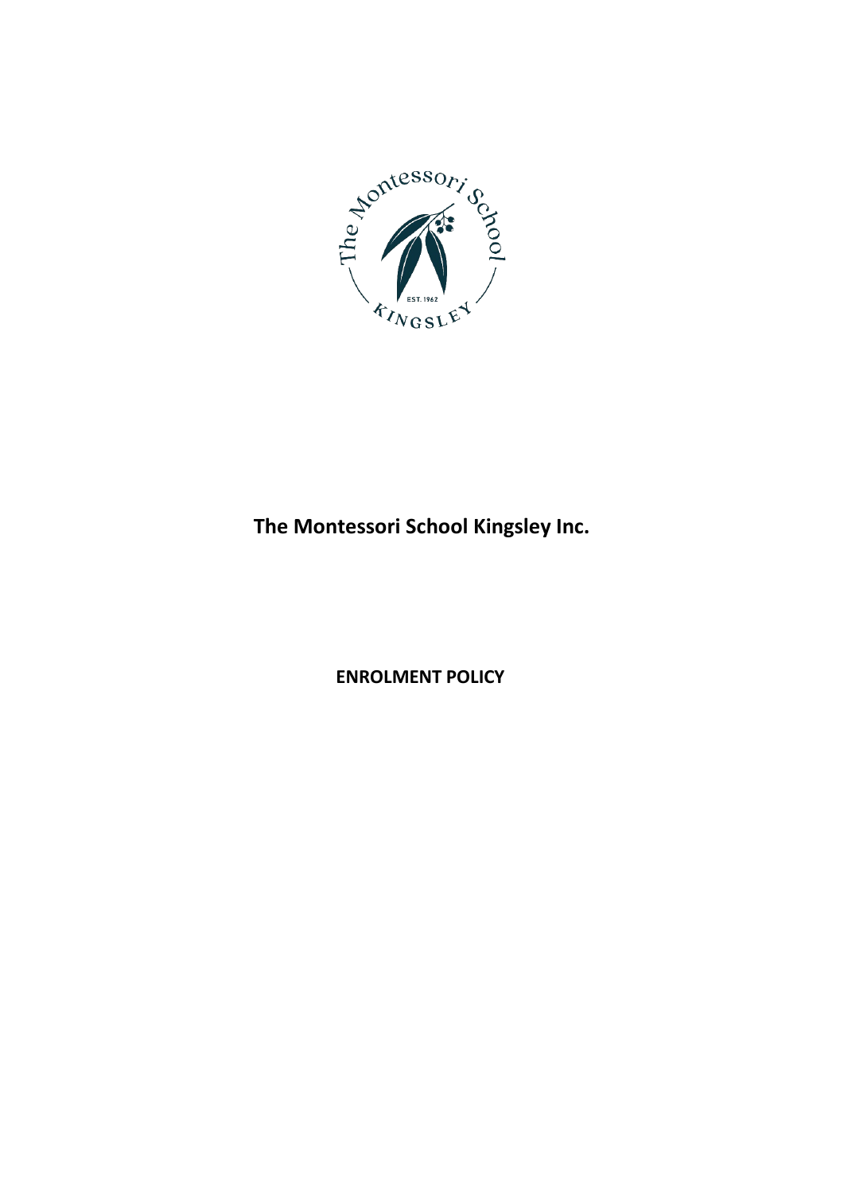# The Montessori School Kingsley Inc.

## ENROLMENT POLICY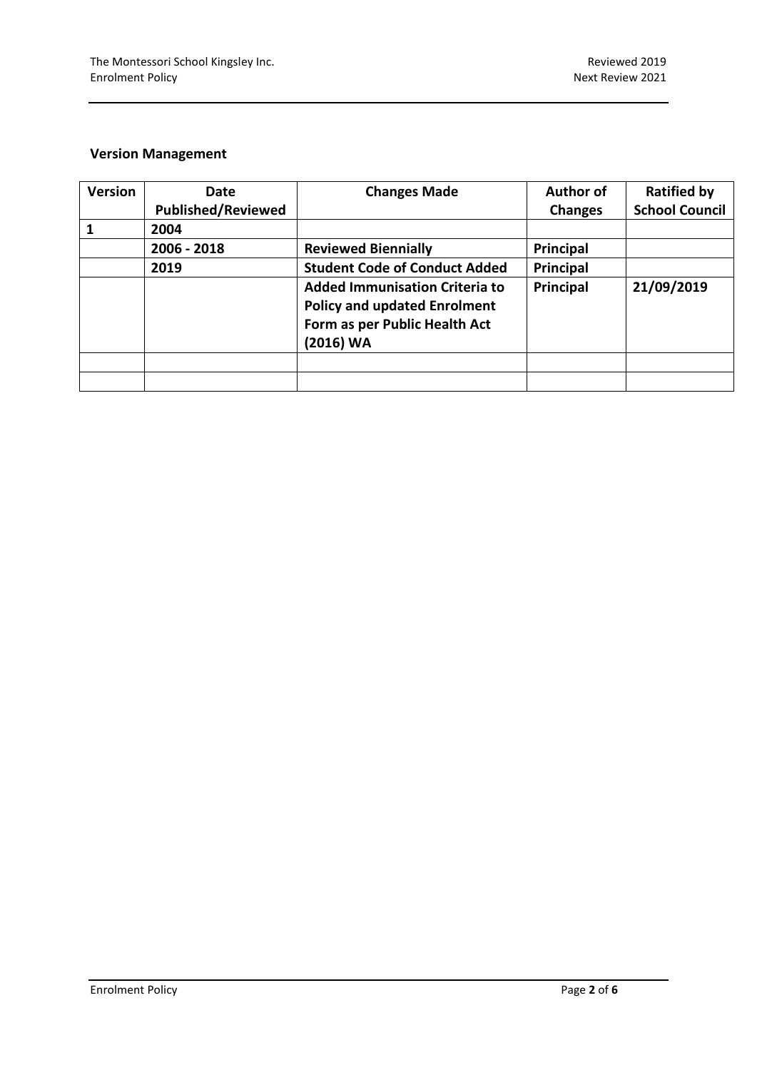## Version Management

| Version | Date Published/Reviewed | Changes Made | Author of Changes | Ratified by School Council |
|---|---|---|---|---|
| 1 | 2004 | | | |
| | 2006 - 2018 | Reviewed Biennially | Principal | |
| | 2019 | Student Code of Conduct Added | Principal | |
| | | Added Immunisation Criteria to Policy and updated Enrolment Form as per Public Health Act (2016) WA | Principal | 21/09/2019 |
| | | | | |
| | | | | |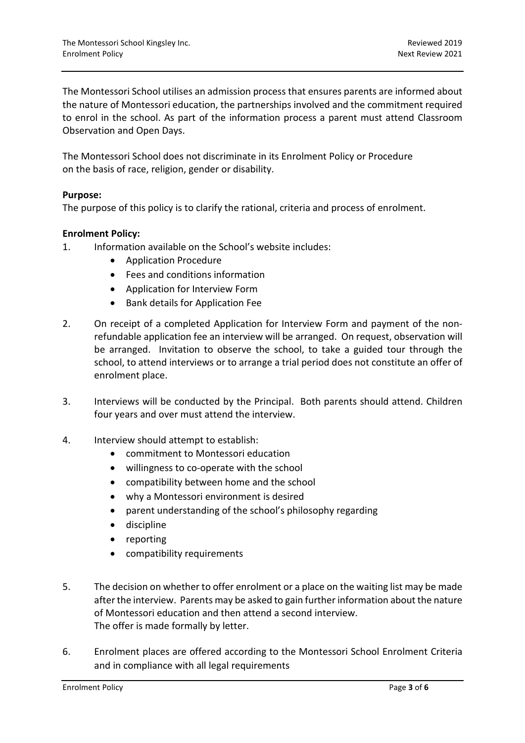The Montessori School utilises an admission process that ensures parents are informed about the nature of Montessori education, the partnerships involved and the commitment required to enrol in the school. As part of the information process a parent must attend Classroom Observation and Open Days.

The Montessori School does not discriminate in its Enrolment Policy or Procedure on the basis of race, religion, gender or disability.

**Purpose:**
The purpose of this policy is to clarify the rational, criteria and process of enrolment.

**Enrolment Policy:**

1. Information available on the School's website includes:
   - Application Procedure
   - Fees and conditions information
   - Application for Interview Form
   - Bank details for Application Fee

2. On receipt of a completed Application for Interview Form and payment of the non-refundable application fee an interview will be arranged. On request, observation will be arranged. Invitation to observe the school, to take a guided tour through the school, to attend interviews or to arrange a trial period does not constitute an offer of enrolment place.

3. Interviews will be conducted by the Principal. Both parents should attend. Children four years and over must attend the interview.

4. Interview should attempt to establish:
   - commitment to Montessori education
   - willingness to co-operate with the school
   - compatibility between home and the school
   - why a Montessori environment is desired
   - parent understanding of the school's philosophy regarding
   - discipline
   - reporting
   - compatibility requirements

5. The decision on whether to offer enrolment or a place on the waiting list may be made after the interview. Parents may be asked to gain further information about the nature of Montessori education and then attend a second interview.
   The offer is made formally by letter.

6. Enrolment places are offered according to the Montessori School Enrolment Criteria and in compliance with all legal requirements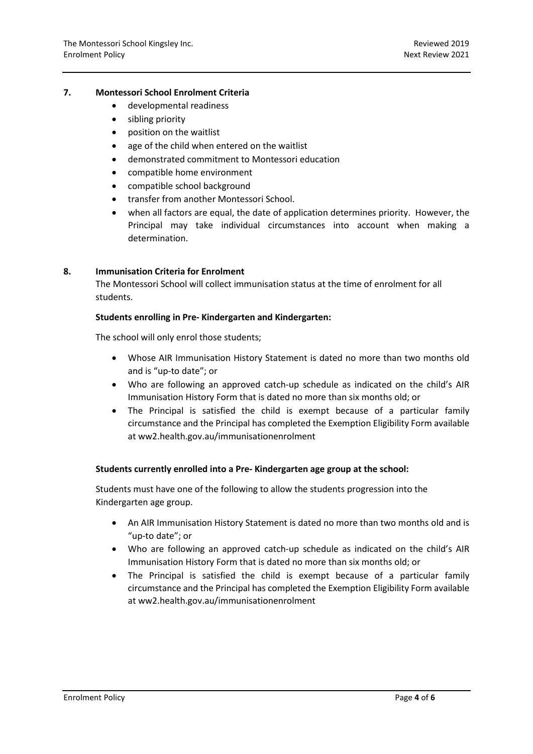## 7. Montessori School Enrolment Criteria

- developmental readiness
- sibling priority
- position on the waitlist
- age of the child when entered on the waitlist
- demonstrated commitment to Montessori education
- compatible home environment
- compatible school background
- transfer from another Montessori School.
- when all factors are equal, the date of application determines priority. However, the Principal may take individual circumstances into account when making a determination.

## 8. Immunisation Criteria for Enrolment

The Montessori School will collect immunisation status at the time of enrolment for all students.

**Students enrolling in Pre- Kindergarten and Kindergarten:**

The school will only enrol those students;

- Whose AIR Immunisation History Statement is dated no more than two months old and is "up-to date"; or
- Who are following an approved catch-up schedule as indicated on the child's AIR Immunisation History Form that is dated no more than six months old; or
- The Principal is satisfied the child is exempt because of a particular family circumstance and the Principal has completed the Exemption Eligibility Form available at ww2.health.gov.au/immunisationenrolment

**Students currently enrolled into a Pre- Kindergarten age group at the school:**

Students must have one of the following to allow the students progression into the Kindergarten age group.

- An AIR Immunisation History Statement is dated no more than two months old and is "up-to date"; or
- Who are following an approved catch-up schedule as indicated on the child's AIR Immunisation History Form that is dated no more than six months old; or
- The Principal is satisfied the child is exempt because of a particular family circumstance and the Principal has completed the Exemption Eligibility Form available at ww2.health.gov.au/immunisationenrolment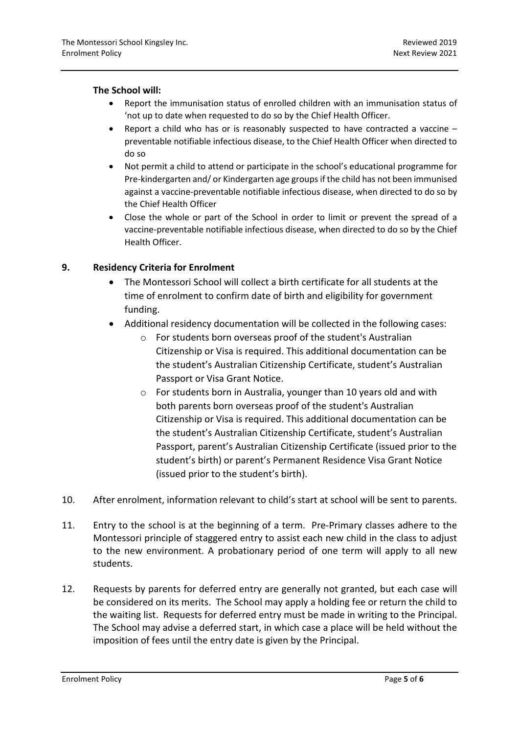**The School will:**

- Report the immunisation status of enrolled children with an immunisation status of 'not up to date when requested to do so by the Chief Health Officer.
- Report a child who has or is reasonably suspected to have contracted a vaccine – preventable notifiable infectious disease, to the Chief Health Officer when directed to do so
- Not permit a child to attend or participate in the school's educational programme for Pre-kindergarten and/ or Kindergarten age groups if the child has not been immunised against a vaccine-preventable notifiable infectious disease, when directed to do so by the Chief Health Officer
- Close the whole or part of the School in order to limit or prevent the spread of a vaccine-preventable notifiable infectious disease, when directed to do so by the Chief Health Officer.

## 9. Residency Criteria for Enrolment

- The Montessori School will collect a birth certificate for all students at the time of enrolment to confirm date of birth and eligibility for government funding.
- Additional residency documentation will be collected in the following cases:
  - For students born overseas proof of the student's Australian Citizenship or Visa is required. This additional documentation can be the student's Australian Citizenship Certificate, student's Australian Passport or Visa Grant Notice.
  - For students born in Australia, younger than 10 years old and with both parents born overseas proof of the student's Australian Citizenship or Visa is required. This additional documentation can be the student's Australian Citizenship Certificate, student's Australian Passport, parent's Australian Citizenship Certificate (issued prior to the student's birth) or parent's Permanent Residence Visa Grant Notice (issued prior to the student's birth).

10. After enrolment, information relevant to child's start at school will be sent to parents.

11. Entry to the school is at the beginning of a term. Pre-Primary classes adhere to the Montessori principle of staggered entry to assist each new child in the class to adjust to the new environment. A probationary period of one term will apply to all new students.

12. Requests by parents for deferred entry are generally not granted, but each case will be considered on its merits. The School may apply a holding fee or return the child to the waiting list. Requests for deferred entry must be made in writing to the Principal. The School may advise a deferred start, in which case a place will be held without the imposition of fees until the entry date is given by the Principal.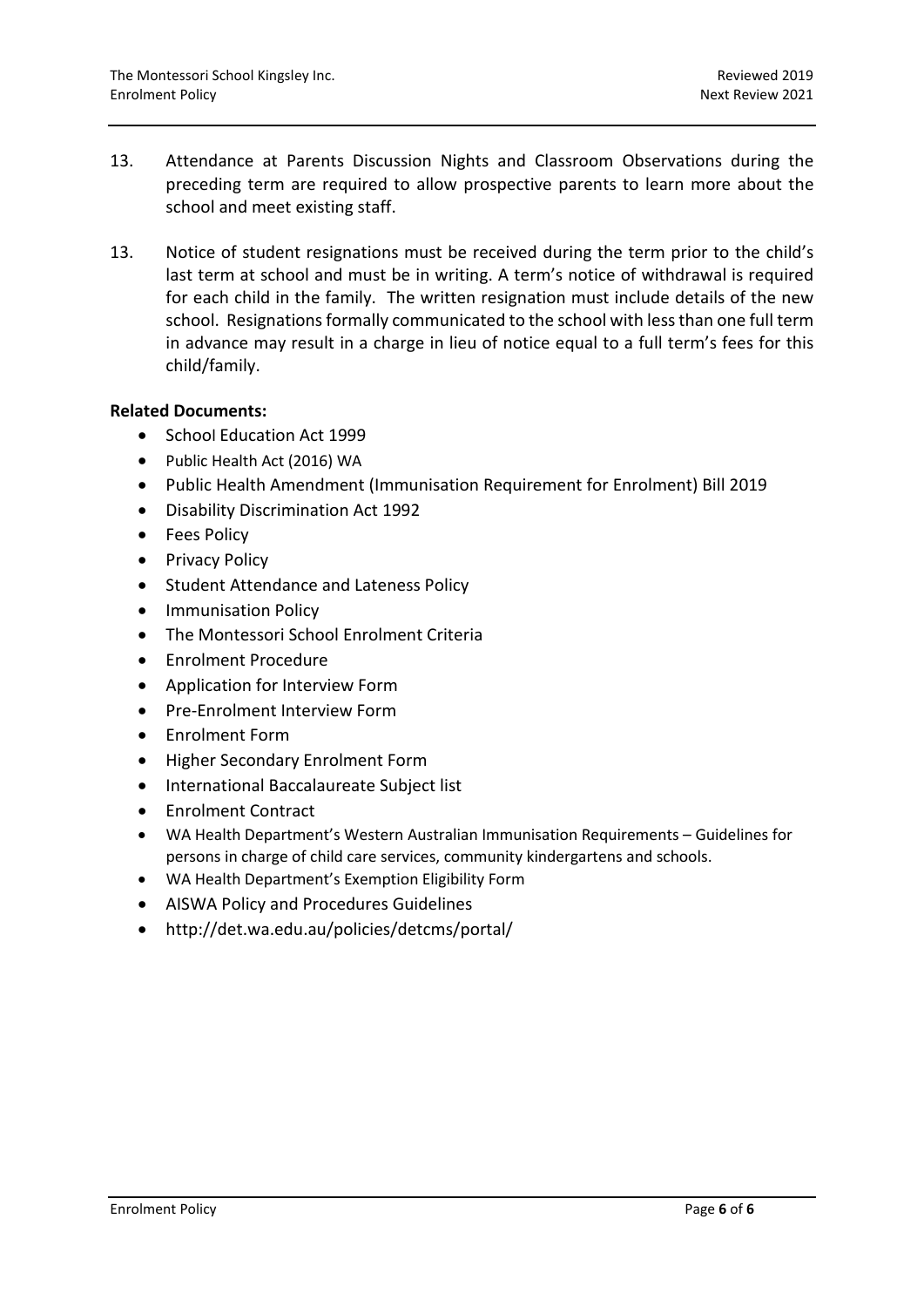13. Attendance at Parents Discussion Nights and Classroom Observations during the preceding term are required to allow prospective parents to learn more about the school and meet existing staff.

13. Notice of student resignations must be received during the term prior to the child's last term at school and must be in writing. A term's notice of withdrawal is required for each child in the family. The written resignation must include details of the new school. Resignations formally communicated to the school with less than one full term in advance may result in a charge in lieu of notice equal to a full term's fees for this child/family.

**Related Documents:**

- School Education Act 1999
- Public Health Act (2016) WA
- Public Health Amendment (Immunisation Requirement for Enrolment) Bill 2019
- Disability Discrimination Act 1992
- Fees Policy
- Privacy Policy
- Student Attendance and Lateness Policy
- Immunisation Policy
- The Montessori School Enrolment Criteria
- Enrolment Procedure
- Application for Interview Form
- Pre-Enrolment Interview Form
- Enrolment Form
- Higher Secondary Enrolment Form
- International Baccalaureate Subject list
- Enrolment Contract
- WA Health Department's Western Australian Immunisation Requirements – Guidelines for persons in charge of child care services, community kindergartens and schools.
- WA Health Department's Exemption Eligibility Form
- AISWA Policy and Procedures Guidelines
- http://det.wa.edu.au/policies/detcms/portal/